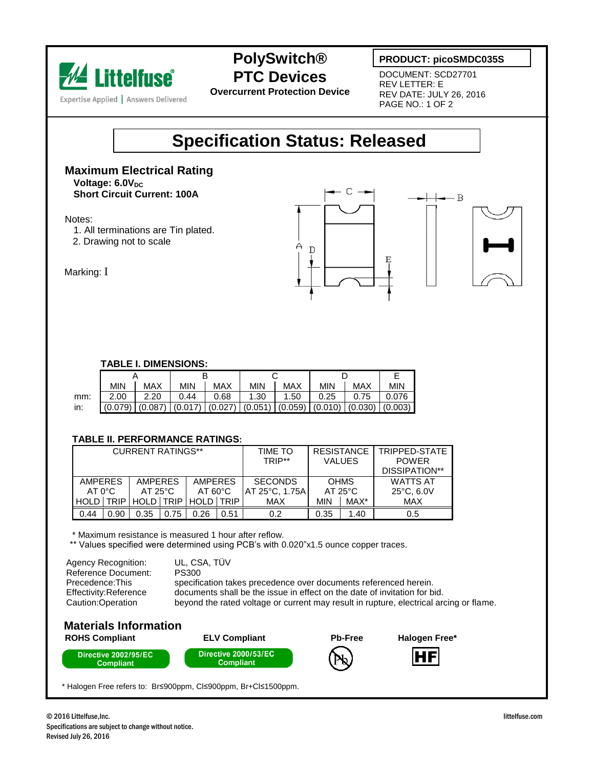Littelfuse®
Expertise Applied | Answers Delivered

# PolySwitch® PTC Devices

**Overcurrent Protection Device**

**PRODUCT: picoSMDC035S**

DOCUMENT: SCD27701
REV LETTER: E
REV DATE: JULY 26, 2016
PAGE NO.: 1 OF 2

# Specification Status: Released

## Maximum Electrical Rating

**Voltage: 6.0$V_{DC}$**
**Short Circuit Current: 100A**

Notes:
1. All terminations are Tin plated.
2. Drawing not to scale

Marking: I

**TABLE I. DIMENSIONS:**

| | A | | B | | C | | D | | E |
|---|---|---|---|---|---|---|---|---|---|
| | MIN | MAX | MIN | MAX | MIN | MAX | MIN | MAX | MIN |
| mm: | 2.00 | 2.20 | 0.44 | 0.68 | 1.30 | 1.50 | 0.25 | 0.75 | 0.076 |
| in: | (0.079) | (0.087) | (0.017) | (0.027) | (0.051) | (0.059) | (0.010) | (0.030) | (0.003) |

**TABLE II. PERFORMANCE RATINGS:**

| CURRENT RATINGS** | | | | | | TIME TO TRIP** | RESISTANCE VALUES | | TRIPPED-STATE POWER DISSIPATION** |
|---|---|---|---|---|---|---|---|---|---|
| AMPERES AT 0°C | | AMPERES AT 25°C | | AMPERES AT 60°C | | SECONDS AT 25°C, 1.75A | OHMS AT 25°C | | WATTS AT 25°C, 6.0V |
| HOLD | TRIP | HOLD | TRIP | HOLD | TRIP | MAX | MIN | MAX* | MAX |
| 0.44 | 0.90 | 0.35 | 0.75 | 0.26 | 0.51 | 0.2 | 0.35 | 1.40 | 0.5 |

\* Maximum resistance is measured 1 hour after reflow.
\*\* Values specified were determined using PCB's with 0.020"x1.5 ounce copper traces.

Agency Recognition: UL, CSA, TÜV
Reference Document: PS300
Precedence: This specification takes precedence over documents referenced herein.
Effectivity: Reference documents shall be the issue in effect on the date of invitation for bid.
Caution: Operation beyond the rated voltage or current may result in rupture, electrical arcing or flame.

## Materials Information

**ROHS Compliant** — Directive 2002/95/EC Compliant

**ELV Compliant** — Directive 2000/53/EC Compliant

**Pb-Free**

**Halogen Free***

\* Halogen Free refers to: Br≤900ppm, Cl≤900ppm, Br+Cl≤1500ppm.

© 2016 Littelfuse, Inc.
Specifications are subject to change without notice.
Revised July 26, 2016

littelfuse.com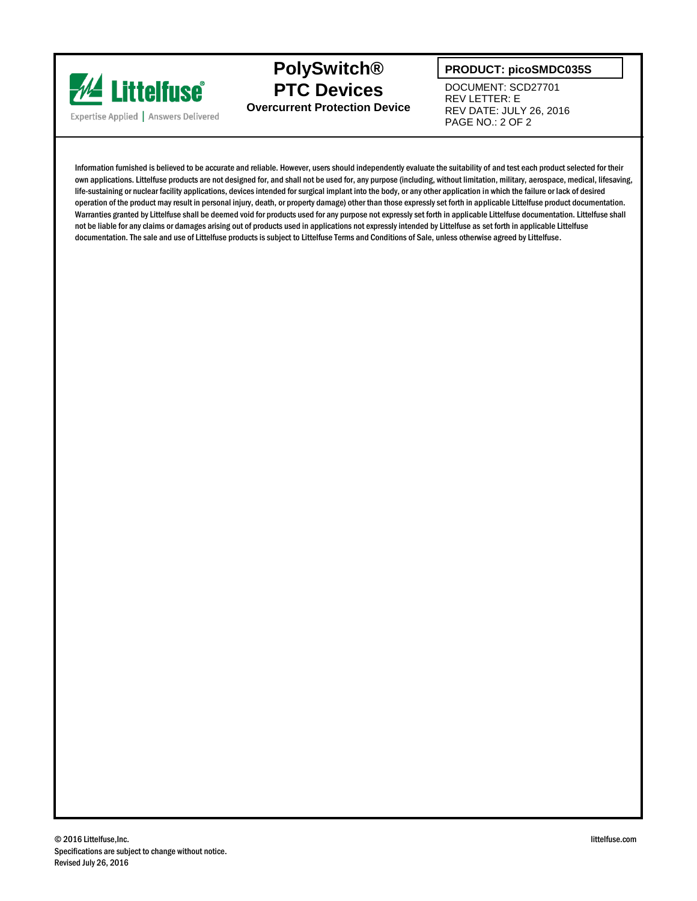Information furnished is believed to be accurate and reliable. However, users should independently evaluate the suitability of and test each product selected for their own applications. Littelfuse products are not designed for, and shall not be used for, any purpose (including, without limitation, military, aerospace, medical, lifesaving, life-sustaining or nuclear facility applications, devices intended for surgical implant into the body, or any other application in which the failure or lack of desired operation of the product may result in personal injury, death, or property damage) other than those expressly set forth in applicable Littelfuse product documentation. Warranties granted by Littelfuse shall be deemed void for products used for any purpose not expressly set forth in applicable Littelfuse documentation. Littelfuse shall not be liable for any claims or damages arising out of products used in applications not expressly intended by Littelfuse as set forth in applicable Littelfuse documentation. The sale and use of Littelfuse products is subject to Littelfuse Terms and Conditions of Sale, unless otherwise agreed by Littelfuse.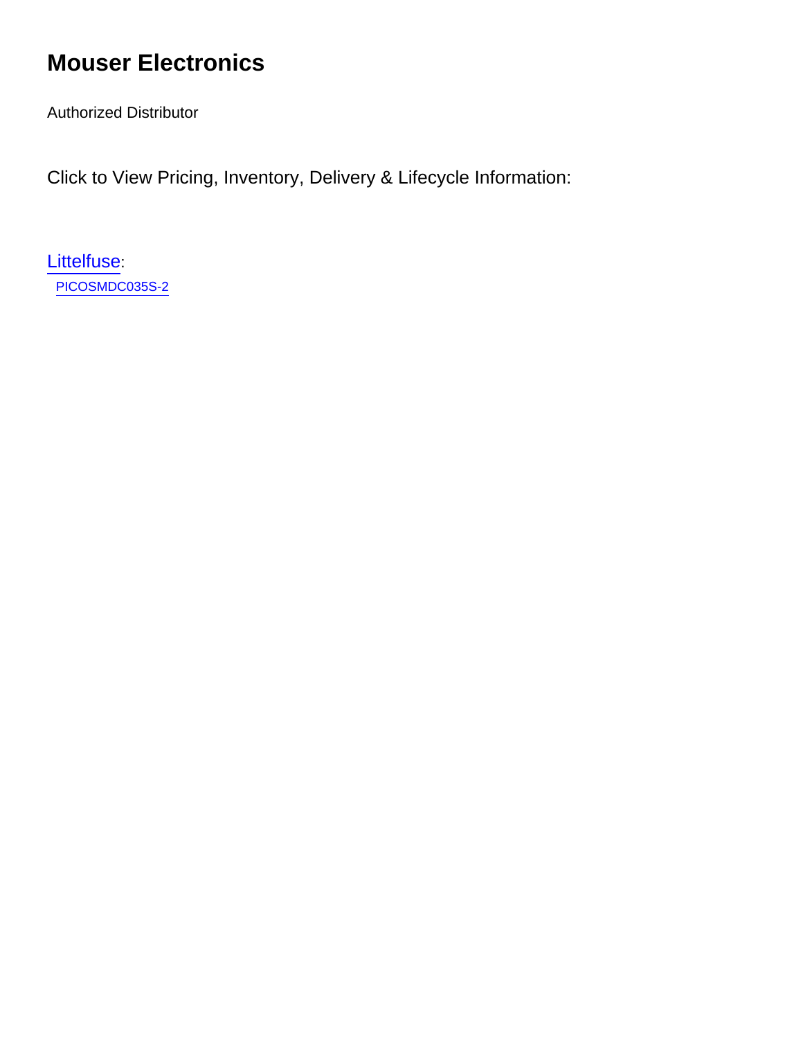# Mouser Electronics

Authorized Distributor

Click to View Pricing, Inventory, Delivery & Lifecycle Information:

Littelfuse:

PICOSMDC035S-2